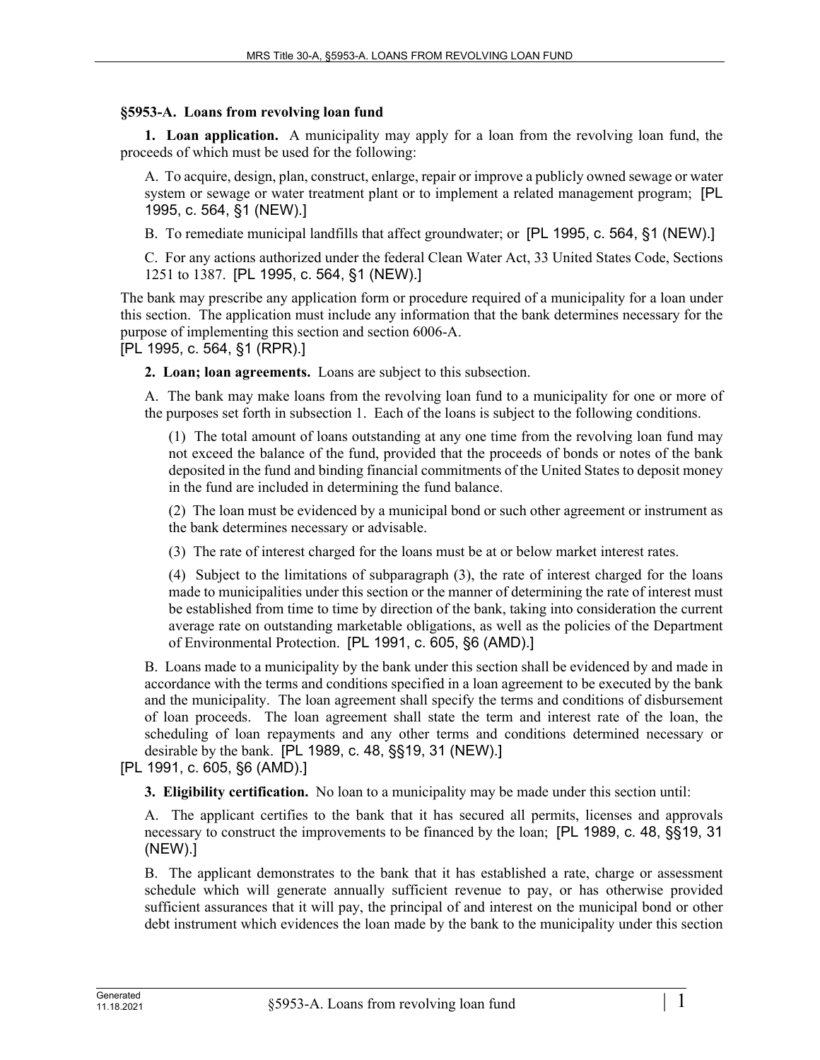## §5953-A. Loans from revolving loan fund

**1. Loan application.** A municipality may apply for a loan from the revolving loan fund, the proceeds of which must be used for the following:

A. To acquire, design, plan, construct, enlarge, repair or improve a publicly owned sewage or water system or sewage or water treatment plant or to implement a related management program; [PL 1995, c. 564, §1 (NEW).]

B. To remediate municipal landfills that affect groundwater; or [PL 1995, c. 564, §1 (NEW).]

C. For any actions authorized under the federal Clean Water Act, 33 United States Code, Sections 1251 to 1387. [PL 1995, c. 564, §1 (NEW).]

The bank may prescribe any application form or procedure required of a municipality for a loan under this section. The application must include any information that the bank determines necessary for the purpose of implementing this section and section 6006-A.

[PL 1995, c. 564, §1 (RPR).]

**2. Loan; loan agreements.** Loans are subject to this subsection.

A. The bank may make loans from the revolving loan fund to a municipality for one or more of the purposes set forth in subsection 1. Each of the loans is subject to the following conditions.

(1) The total amount of loans outstanding at any one time from the revolving loan fund may not exceed the balance of the fund, provided that the proceeds of bonds or notes of the bank deposited in the fund and binding financial commitments of the United States to deposit money in the fund are included in determining the fund balance.

(2) The loan must be evidenced by a municipal bond or such other agreement or instrument as the bank determines necessary or advisable.

(3) The rate of interest charged for the loans must be at or below market interest rates.

(4) Subject to the limitations of subparagraph (3), the rate of interest charged for the loans made to municipalities under this section or the manner of determining the rate of interest must be established from time to time by direction of the bank, taking into consideration the current average rate on outstanding marketable obligations, as well as the policies of the Department of Environmental Protection. [PL 1991, c. 605, §6 (AMD).]

B. Loans made to a municipality by the bank under this section shall be evidenced by and made in accordance with the terms and conditions specified in a loan agreement to be executed by the bank and the municipality. The loan agreement shall specify the terms and conditions of disbursement of loan proceeds. The loan agreement shall state the term and interest rate of the loan, the scheduling of loan repayments and any other terms and conditions determined necessary or desirable by the bank. [PL 1989, c. 48, §§19, 31 (NEW).]

[PL 1991, c. 605, §6 (AMD).]

**3. Eligibility certification.** No loan to a municipality may be made under this section until:

A. The applicant certifies to the bank that it has secured all permits, licenses and approvals necessary to construct the improvements to be financed by the loan; [PL 1989, c. 48, §§19, 31 (NEW).]

B. The applicant demonstrates to the bank that it has established a rate, charge or assessment schedule which will generate annually sufficient revenue to pay, or has otherwise provided sufficient assurances that it will pay, the principal of and interest on the municipal bond or other debt instrument which evidences the loan made by the bank to the municipality under this section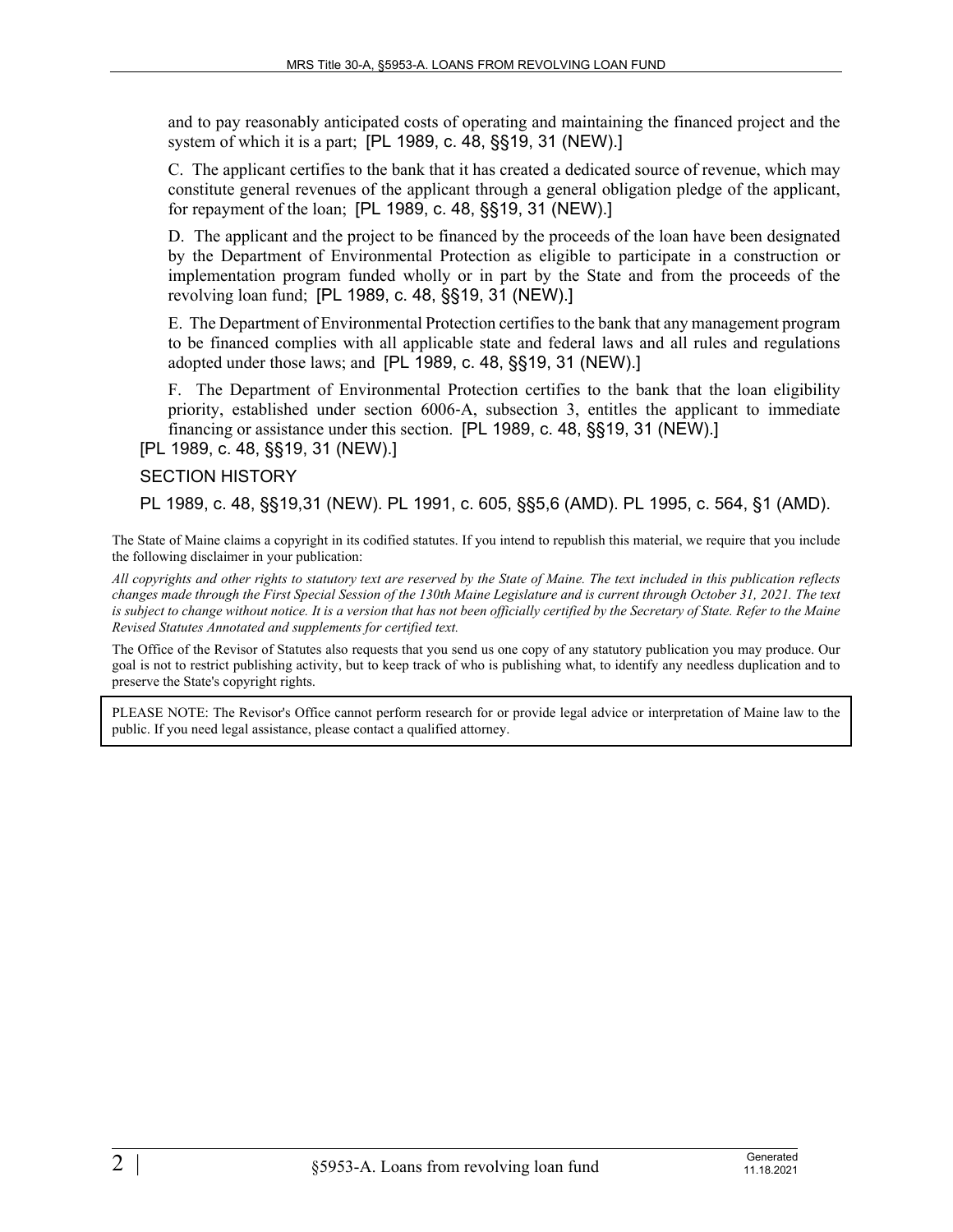and to pay reasonably anticipated costs of operating and maintaining the financed project and the system of which it is a part; [PL 1989, c. 48, §§19, 31 (NEW).]

C. The applicant certifies to the bank that it has created a dedicated source of revenue, which may constitute general revenues of the applicant through a general obligation pledge of the applicant, for repayment of the loan; [PL 1989, c. 48, §§19, 31 (NEW).]

D. The applicant and the project to be financed by the proceeds of the loan have been designated by the Department of Environmental Protection as eligible to participate in a construction or implementation program funded wholly or in part by the State and from the proceeds of the revolving loan fund; [PL 1989, c. 48, §§19, 31 (NEW).]

E. The Department of Environmental Protection certifies to the bank that any management program to be financed complies with all applicable state and federal laws and all rules and regulations adopted under those laws; and [PL 1989, c. 48, §§19, 31 (NEW).]

F. The Department of Environmental Protection certifies to the bank that the loan eligibility priority, established under section 6006-A, subsection 3, entitles the applicant to immediate financing or assistance under this section. [PL 1989, c. 48, §§19, 31 (NEW).]

[PL 1989, c. 48, §§19, 31 (NEW).]

SECTION HISTORY

PL 1989, c. 48, §§19,31 (NEW). PL 1991, c. 605, §§5,6 (AMD). PL 1995, c. 564, §1 (AMD).

The State of Maine claims a copyright in its codified statutes. If you intend to republish this material, we require that you include the following disclaimer in your publication:

*All copyrights and other rights to statutory text are reserved by the State of Maine. The text included in this publication reflects changes made through the First Special Session of the 130th Maine Legislature and is current through October 31, 2021. The text is subject to change without notice. It is a version that has not been officially certified by the Secretary of State. Refer to the Maine Revised Statutes Annotated and supplements for certified text.*

The Office of the Revisor of Statutes also requests that you send us one copy of any statutory publication you may produce. Our goal is not to restrict publishing activity, but to keep track of who is publishing what, to identify any needless duplication and to preserve the State's copyright rights.

PLEASE NOTE: The Revisor's Office cannot perform research for or provide legal advice or interpretation of Maine law to the public. If you need legal assistance, please contact a qualified attorney.